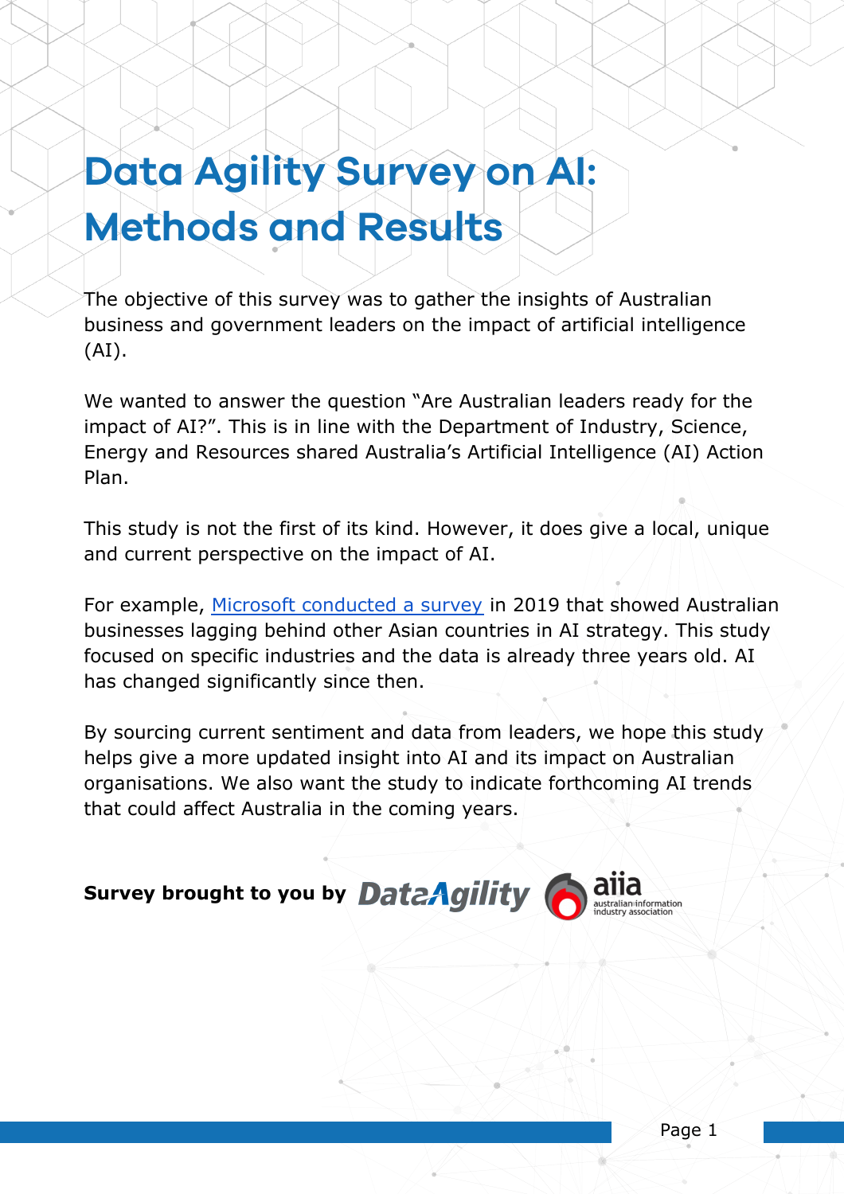# Data Agility Survey on AI: Methods and Results

The objective of this survey was to gather the insights of Australian business and government leaders on the impact of artificial intelligence (AI).

We wanted to answer the question "Are Australian leaders ready for the impact of AI?". This is in line with the Department of Industry, Science, Energy and Resources shared Australia's Artificial Intelligence (AI) Action Plan.

This study is not the first of its kind. However, it does give a local, unique and current perspective on the impact of AI.

For example, Microsoft conducted a survey in 2019 that showed Australian businesses lagging behind other Asian countries in AI strategy. This study focused on specific industries and the data is already three years old. AI has changed significantly since then.

By sourcing current sentiment and data from leaders, we hope this study helps give a more updated insight into AI and its impact on Australian organisations. We also want the study to indicate forthcoming AI trends that could affect Australia in the coming years.

**Survey brought to you by** DataAgility aiia australian information industry association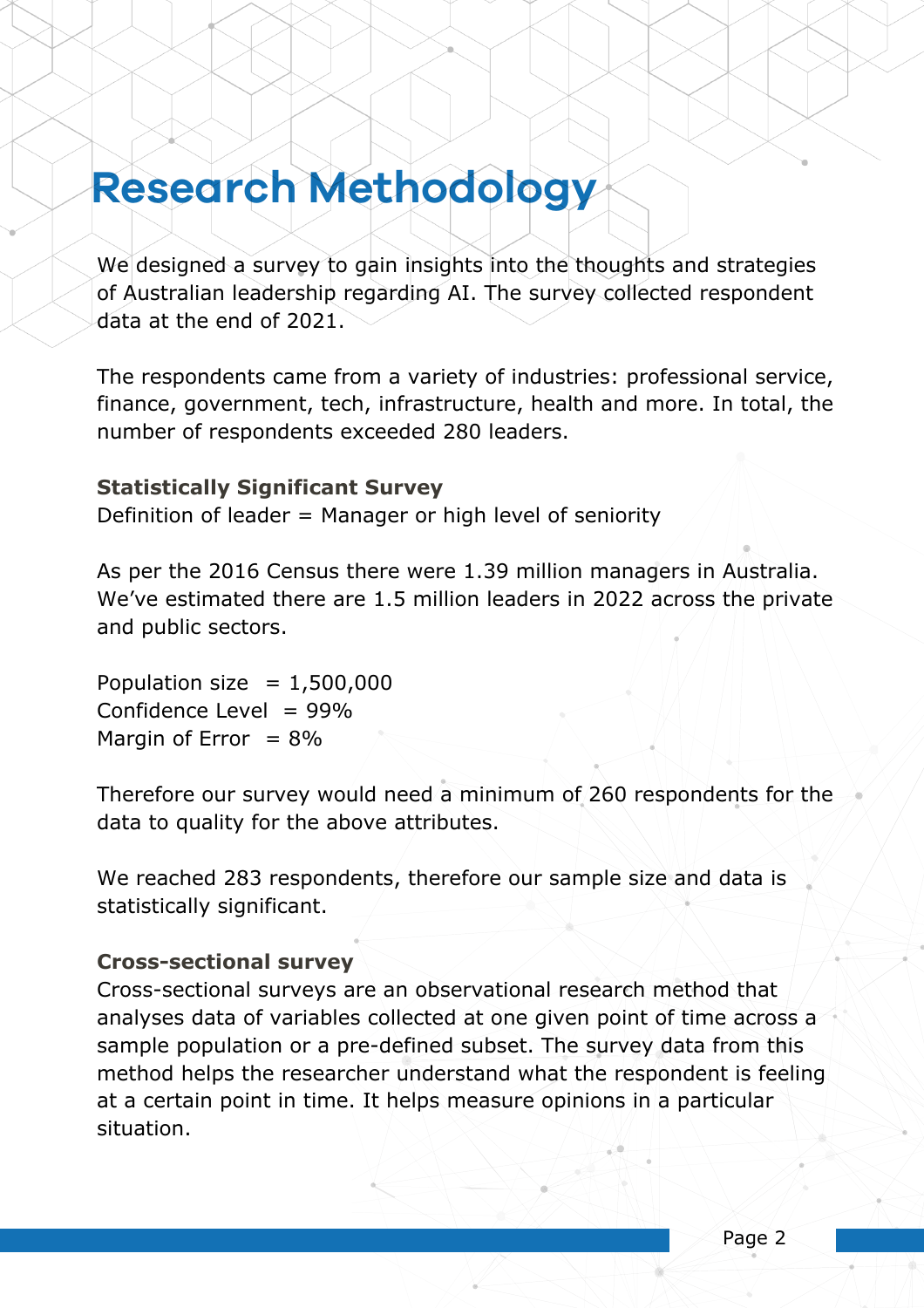# Research Methodology

We designed a survey to gain insights into the thoughts and strategies of Australian leadership regarding AI. The survey collected respondent data at the end of 2021.

The respondents came from a variety of industries: professional service, finance, government, tech, infrastructure, health and more. In total, the number of respondents exceeded 280 leaders.

**Statistically Significant Survey**
Definition of leader = Manager or high level of seniority

As per the 2016 Census there were 1.39 million managers in Australia. We've estimated there are 1.5 million leaders in 2022 across the private and public sectors.

Population size = 1,500,000
Confidence Level = 99%
Margin of Error = 8%

Therefore our survey would need a minimum of 260 respondents for the data to quality for the above attributes.

We reached 283 respondents, therefore our sample size and data is statistically significant.

**Cross-sectional survey**
Cross-sectional surveys are an observational research method that analyses data of variables collected at one given point of time across a sample population or a pre-defined subset. The survey data from this method helps the researcher understand what the respondent is feeling at a certain point in time. It helps measure opinions in a particular situation.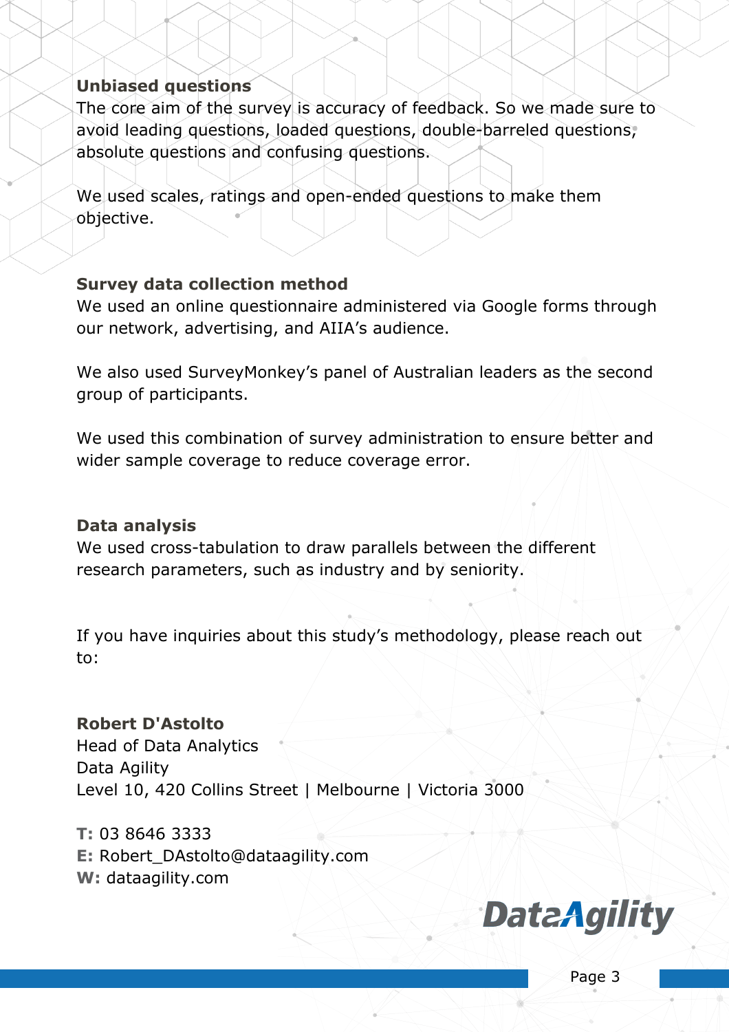**Unbiased questions**

The core aim of the survey is accuracy of feedback. So we made sure to avoid leading questions, loaded questions, double-barreled questions, absolute questions and confusing questions.

We used scales, ratings and open-ended questions to make them objective.

**Survey data collection method**

We used an online questionnaire administered via Google forms through our network, advertising, and AIIA's audience.

We also used SurveyMonkey's panel of Australian leaders as the second group of participants.

We used this combination of survey administration to ensure better and wider sample coverage to reduce coverage error.

**Data analysis**

We used cross-tabulation to draw parallels between the different research parameters, such as industry and by seniority.

If you have inquiries about this study's methodology, please reach out to:

**Robert D'Astolto**
Head of Data Analytics
Data Agility
Level 10, 420 Collins Street | Melbourne | Victoria 3000

**T:** 03 8646 3333
**E:** Robert_DAstolto@dataagility.com
**W:** dataagility.com

DataAgility